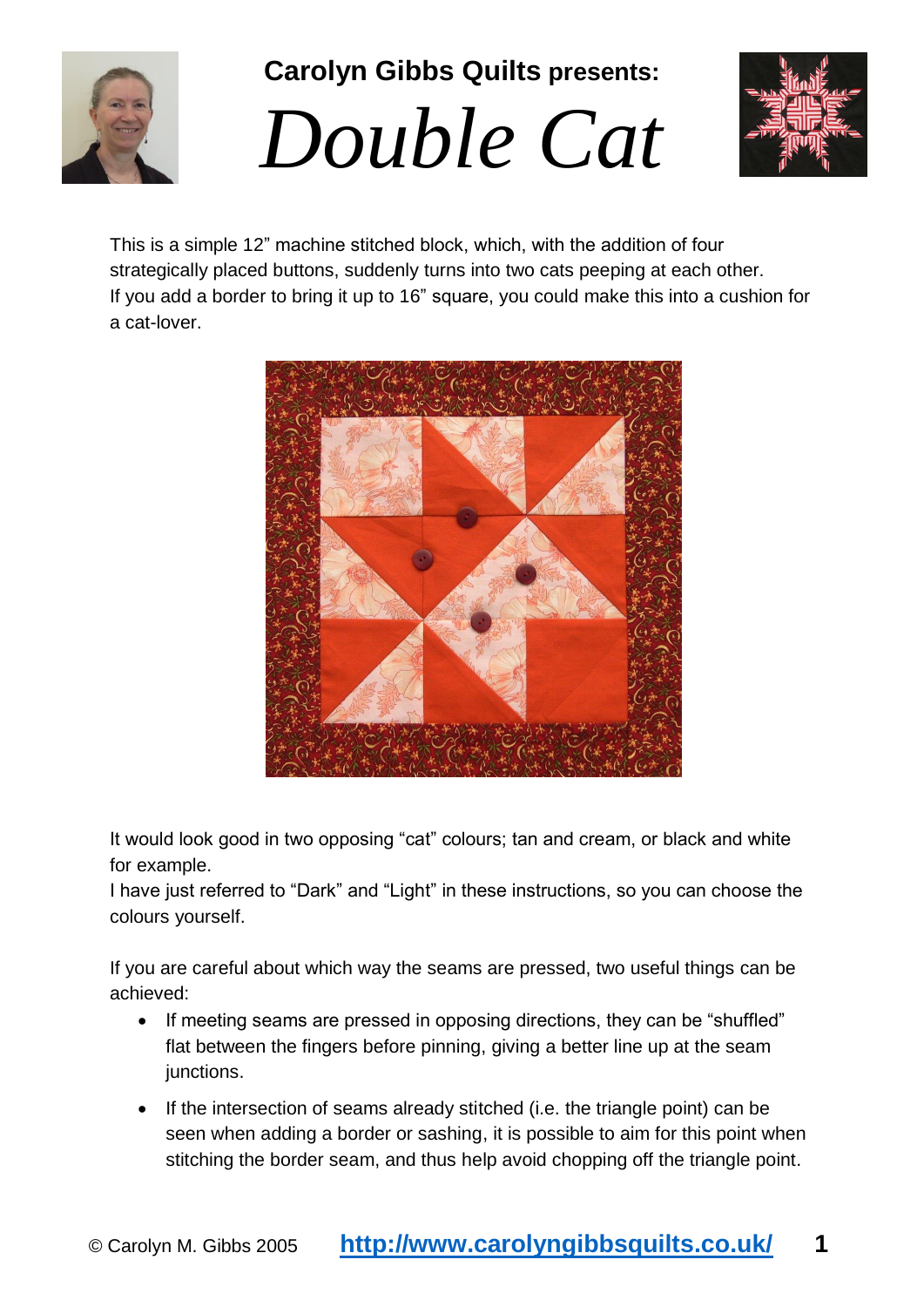**Carolyn Gibbs Quilts presents:**

# *Double Cat*

This is a simple 12" machine stitched block, which, with the addition of four strategically placed buttons, suddenly turns into two cats peeping at each other. If you add a border to bring it up to 16" square, you could make this into a cushion for a cat-lover.

It would look good in two opposing "cat" colours; tan and cream, or black and white for example.
I have just referred to "Dark" and "Light" in these instructions, so you can choose the colours yourself.

If you are careful about which way the seams are pressed, two useful things can be achieved:

- If meeting seams are pressed in opposing directions, they can be "shuffled" flat between the fingers before pinning, giving a better line up at the seam junctions.
- If the intersection of seams already stitched (i.e. the triangle point) can be seen when adding a border or sashing, it is possible to aim for this point when stitching the border seam, and thus help avoid chopping off the triangle point.

© Carolyn M. Gibbs 2005 http://www.carolyngibbsquilts.co.uk/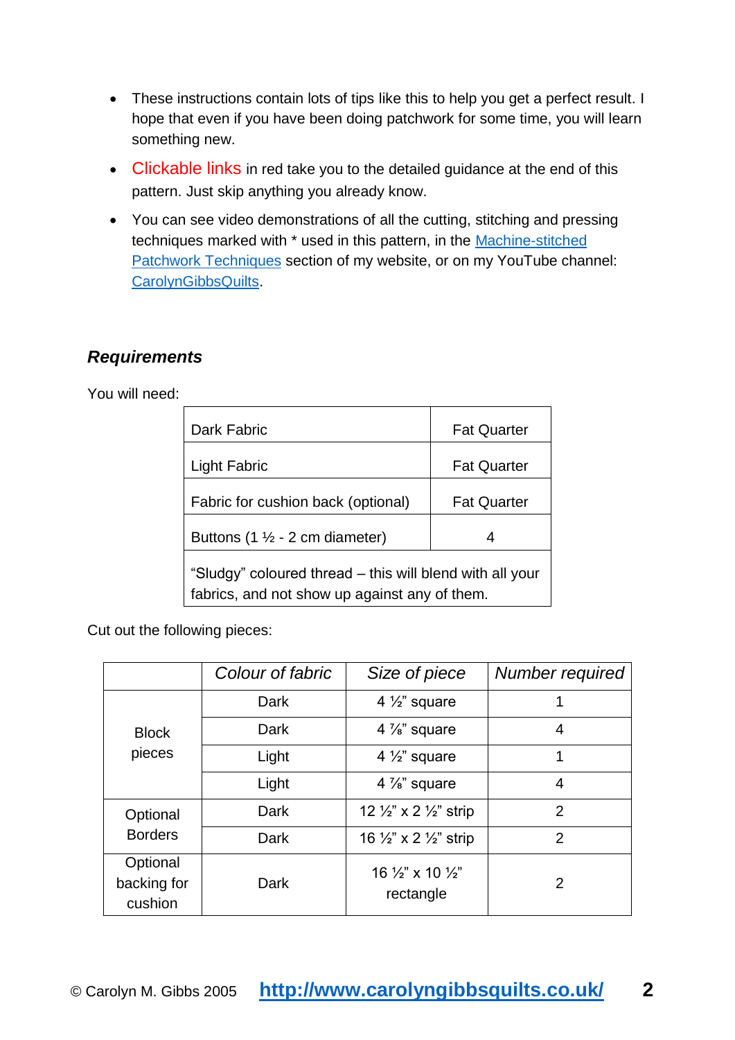- These instructions contain lots of tips like this to help you get a perfect result. I hope that even if you have been doing patchwork for some time, you will learn something new.
- Clickable links in red take you to the detailed guidance at the end of this pattern. Just skip anything you already know.
- You can see video demonstrations of all the cutting, stitching and pressing techniques marked with * used in this pattern, in the [Machine-stitched Patchwork Techniques] section of my website, or on my YouTube channel: [CarolynGibbsQuilts].

## *Requirements*

You will need:

| | |
|---|---|
| Dark Fabric | Fat Quarter |
| Light Fabric | Fat Quarter |
| Fabric for cushion back (optional) | Fat Quarter |
| Buttons (1 ½ - 2 cm diameter) | 4 |
| “Sludgy” coloured thread – this will blend with all your fabrics, and not show up against any of them. | |

Cut out the following pieces:

| | *Colour of fabric* | *Size of piece* | *Number required* |
|---|---|---|---|
| Block pieces | Dark | 4 ½” square | 1 |
| | Dark | 4 ⅞” square | 4 |
| | Light | 4 ½” square | 1 |
| | Light | 4 ⅞” square | 4 |
| Optional Borders | Dark | 12 ½” x 2 ½” strip | 2 |
| | Dark | 16 ½” x 2 ½” strip | 2 |
| Optional backing for cushion | Dark | 16 ½” x 10 ½” rectangle | 2 |

© Carolyn M. Gibbs 2005 http://www.carolyngibbsquilts.co.uk/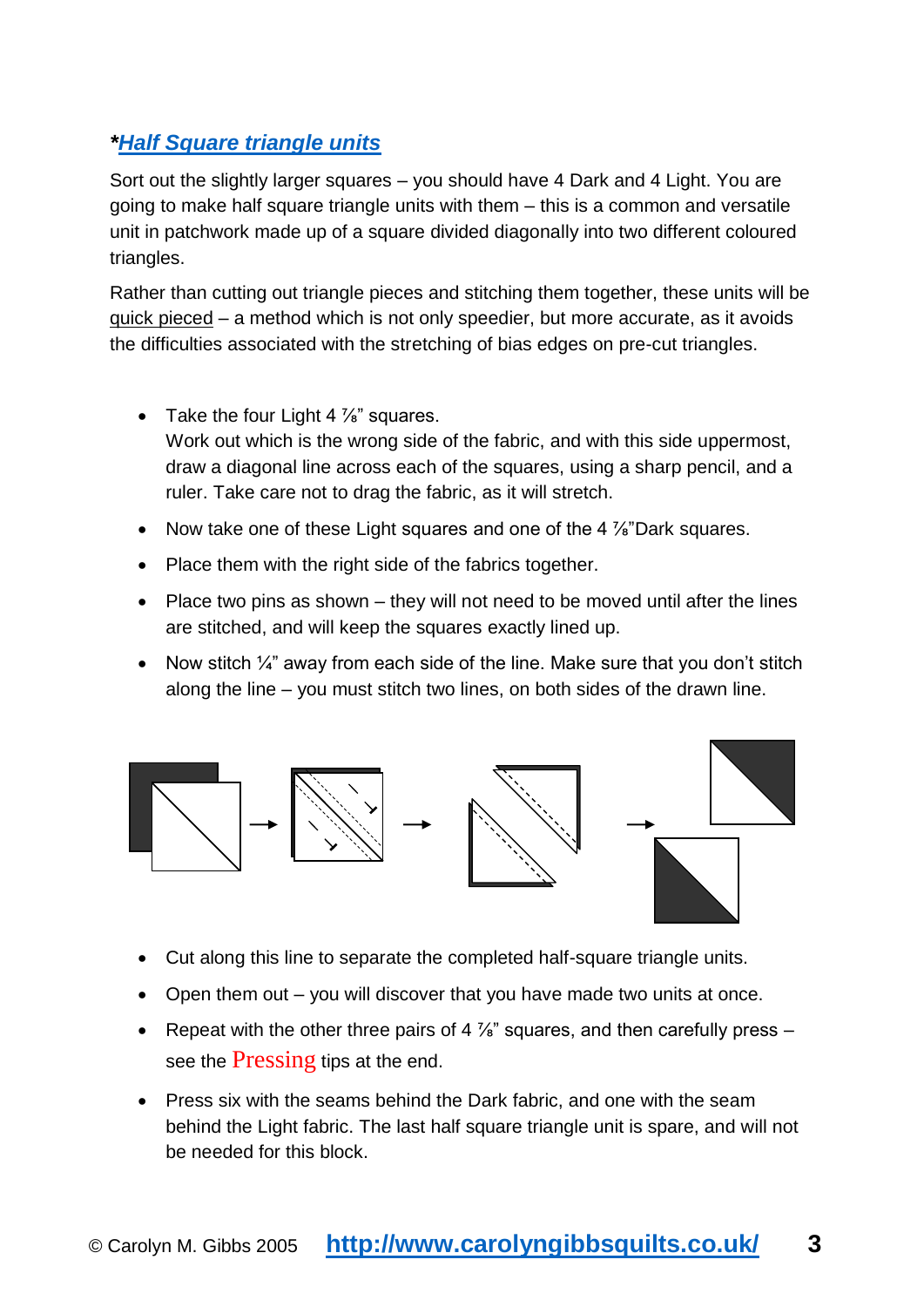## ***Half Square triangle units***

Sort out the slightly larger squares – you should have 4 Dark and 4 Light. You are going to make half square triangle units with them – this is a common and versatile unit in patchwork made up of a square divided diagonally into two different coloured triangles.

Rather than cutting out triangle pieces and stitching them together, these units will be quick pieced – a method which is not only speedier, but more accurate, as it avoids the difficulties associated with the stretching of bias edges on pre-cut triangles.

- Take the four Light 4 ⅞" squares.
  Work out which is the wrong side of the fabric, and with this side uppermost, draw a diagonal line across each of the squares, using a sharp pencil, and a ruler. Take care not to drag the fabric, as it will stretch.
- Now take one of these Light squares and one of the 4 ⅞"Dark squares.
- Place them with the right side of the fabrics together.
- Place two pins as shown – they will not need to be moved until after the lines are stitched, and will keep the squares exactly lined up.
- Now stitch ¼" away from each side of the line. Make sure that you don't stitch along the line – you must stitch two lines, on both sides of the drawn line.

- Cut along this line to separate the completed half-square triangle units.
- Open them out – you will discover that you have made two units at once.
- Repeat with the other three pairs of 4 ⅞" squares, and then carefully press – see the Pressing tips at the end.
- Press six with the seams behind the Dark fabric, and one with the seam behind the Light fabric. The last half square triangle unit is spare, and will not be needed for this block.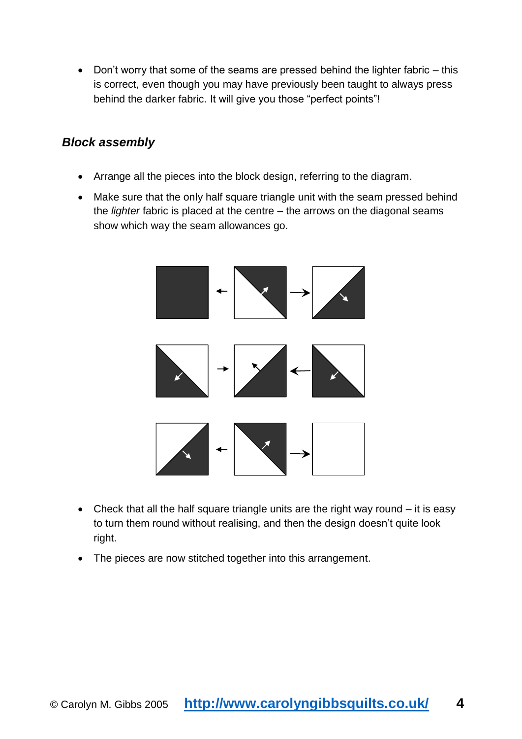- Don't worry that some of the seams are pressed behind the lighter fabric – this is correct, even though you may have previously been taught to always press behind the darker fabric. It will give you those "perfect points"!

### *Block assembly*

- Arrange all the pieces into the block design, referring to the diagram.
- Make sure that the only half square triangle unit with the seam pressed behind the *lighter* fabric is placed at the centre – the arrows on the diagonal seams show which way the seam allowances go.

- Check that all the half square triangle units are the right way round – it is easy to turn them round without realising, and then the design doesn't quite look right.
- The pieces are now stitched together into this arrangement.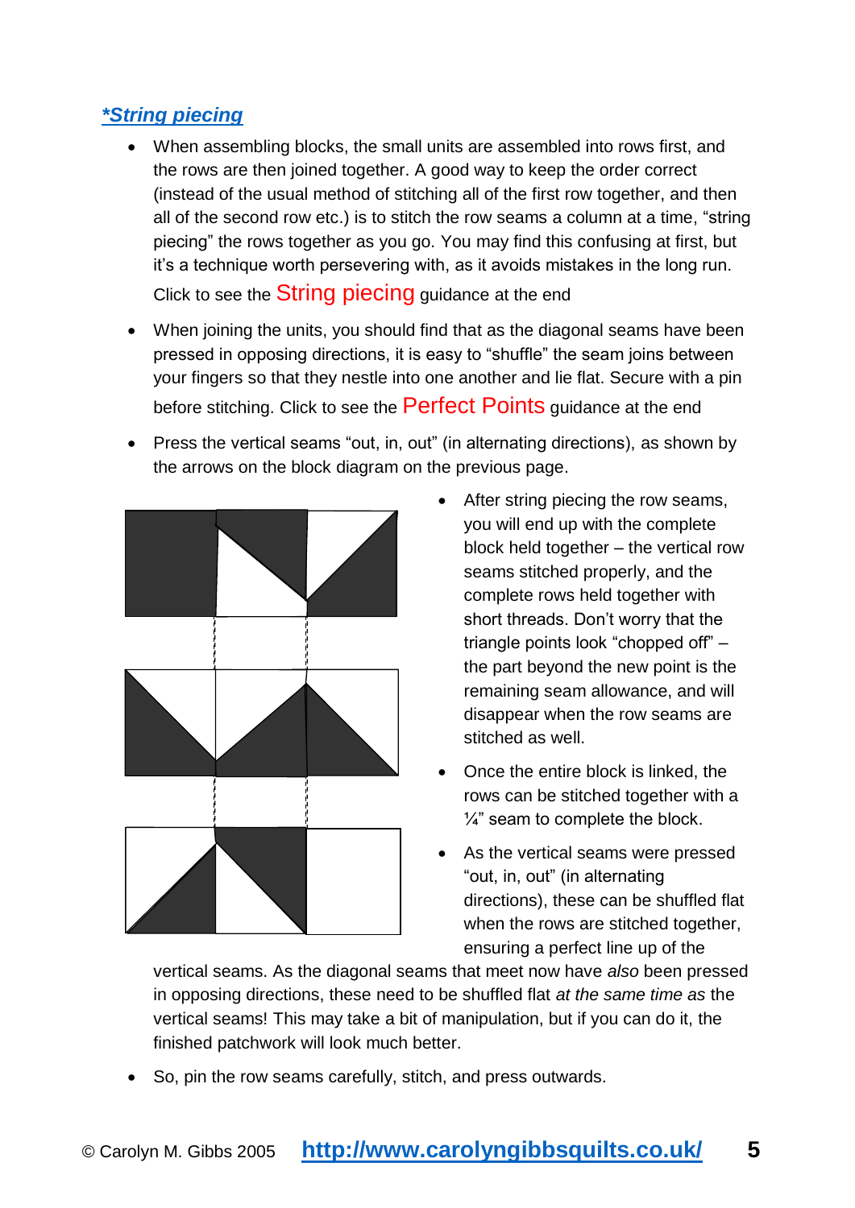## *String piecing

- When assembling blocks, the small units are assembled into rows first, and the rows are then joined together. A good way to keep the order correct (instead of the usual method of stitching all of the first row together, and then all of the second row etc.) is to stitch the row seams a column at a time, "string piecing" the rows together as you go. You may find this confusing at first, but it's a technique worth persevering with, as it avoids mistakes in the long run. Click to see the String piecing guidance at the end
- When joining the units, you should find that as the diagonal seams have been pressed in opposing directions, it is easy to "shuffle" the seam joins between your fingers so that they nestle into one another and lie flat. Secure with a pin before stitching. Click to see the Perfect Points guidance at the end
- Press the vertical seams "out, in, out" (in alternating directions), as shown by the arrows on the block diagram on the previous page.
- After string piecing the row seams, you will end up with the complete block held together – the vertical row seams stitched properly, and the complete rows held together with short threads. Don't worry that the triangle points look "chopped off" – the part beyond the new point is the remaining seam allowance, and will disappear when the row seams are stitched as well.
- Once the entire block is linked, the rows can be stitched together with a ¼" seam to complete the block.
- As the vertical seams were pressed "out, in, out" (in alternating directions), these can be shuffled flat when the rows are stitched together, ensuring a perfect line up of the vertical seams. As the diagonal seams that meet now have *also* been pressed in opposing directions, these need to be shuffled flat *at the same time as* the vertical seams! This may take a bit of manipulation, but if you can do it, the finished patchwork will look much better.
- So, pin the row seams carefully, stitch, and press outwards.

© Carolyn M. Gibbs 2005 http://www.carolyngibbsquilts.co.uk/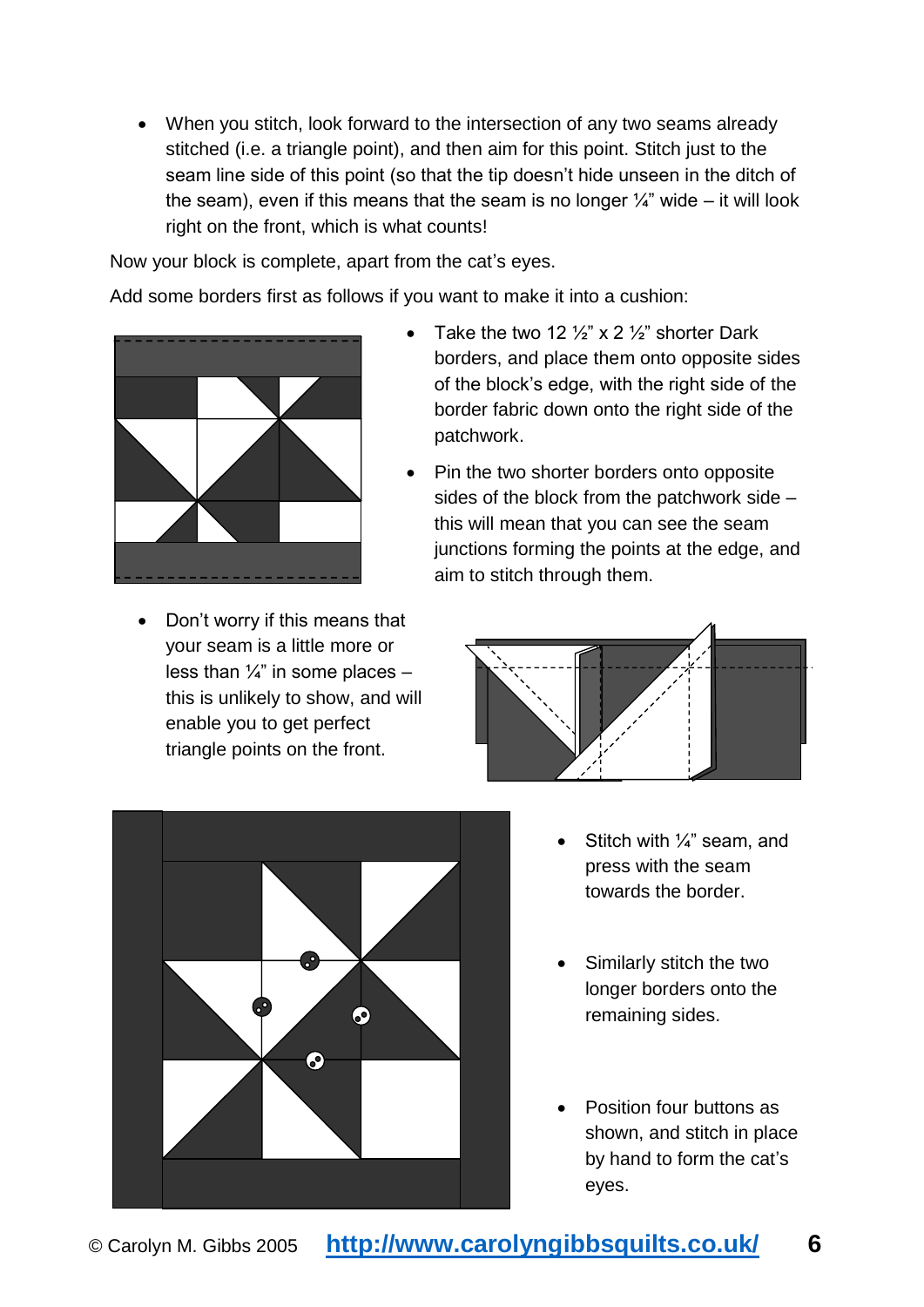- When you stitch, look forward to the intersection of any two seams already stitched (i.e. a triangle point), and then aim for this point. Stitch just to the seam line side of this point (so that the tip doesn't hide unseen in the ditch of the seam), even if this means that the seam is no longer ¼" wide – it will look right on the front, which is what counts!

Now your block is complete, apart from the cat's eyes.

Add some borders first as follows if you want to make it into a cushion:

- Take the two 12 ½" x 2 ½" shorter Dark borders, and place them onto opposite sides of the block's edge, with the right side of the border fabric down onto the right side of the patchwork.
- Pin the two shorter borders onto opposite sides of the block from the patchwork side – this will mean that you can see the seam junctions forming the points at the edge, and aim to stitch through them.
- Don't worry if this means that your seam is a little more or less than ¼" in some places – this is unlikely to show, and will enable you to get perfect triangle points on the front.
- Stitch with ¼" seam, and press with the seam towards the border.
- Similarly stitch the two longer borders onto the remaining sides.
- Position four buttons as shown, and stitch in place by hand to form the cat's eyes.

© Carolyn M. Gibbs 2005 http://www.carolyngibbsquilts.co.uk/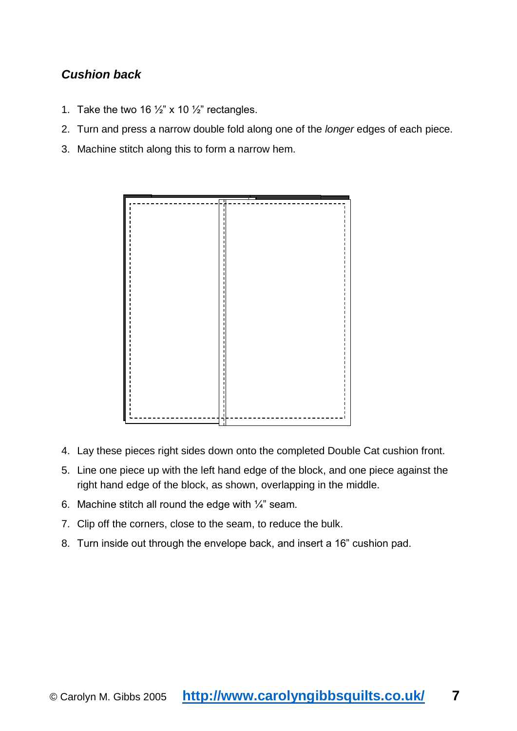### ***Cushion back***

1. Take the two 16 ½" x 10 ½" rectangles.
2. Turn and press a narrow double fold along one of the *longer* edges of each piece.
3. Machine stitch along this to form a narrow hem.

4. Lay these pieces right sides down onto the completed Double Cat cushion front.
5. Line one piece up with the left hand edge of the block, and one piece against the right hand edge of the block, as shown, overlapping in the middle.
6. Machine stitch all round the edge with ¼" seam.
7. Clip off the corners, close to the seam, to reduce the bulk.
8. Turn inside out through the envelope back, and insert a 16" cushion pad.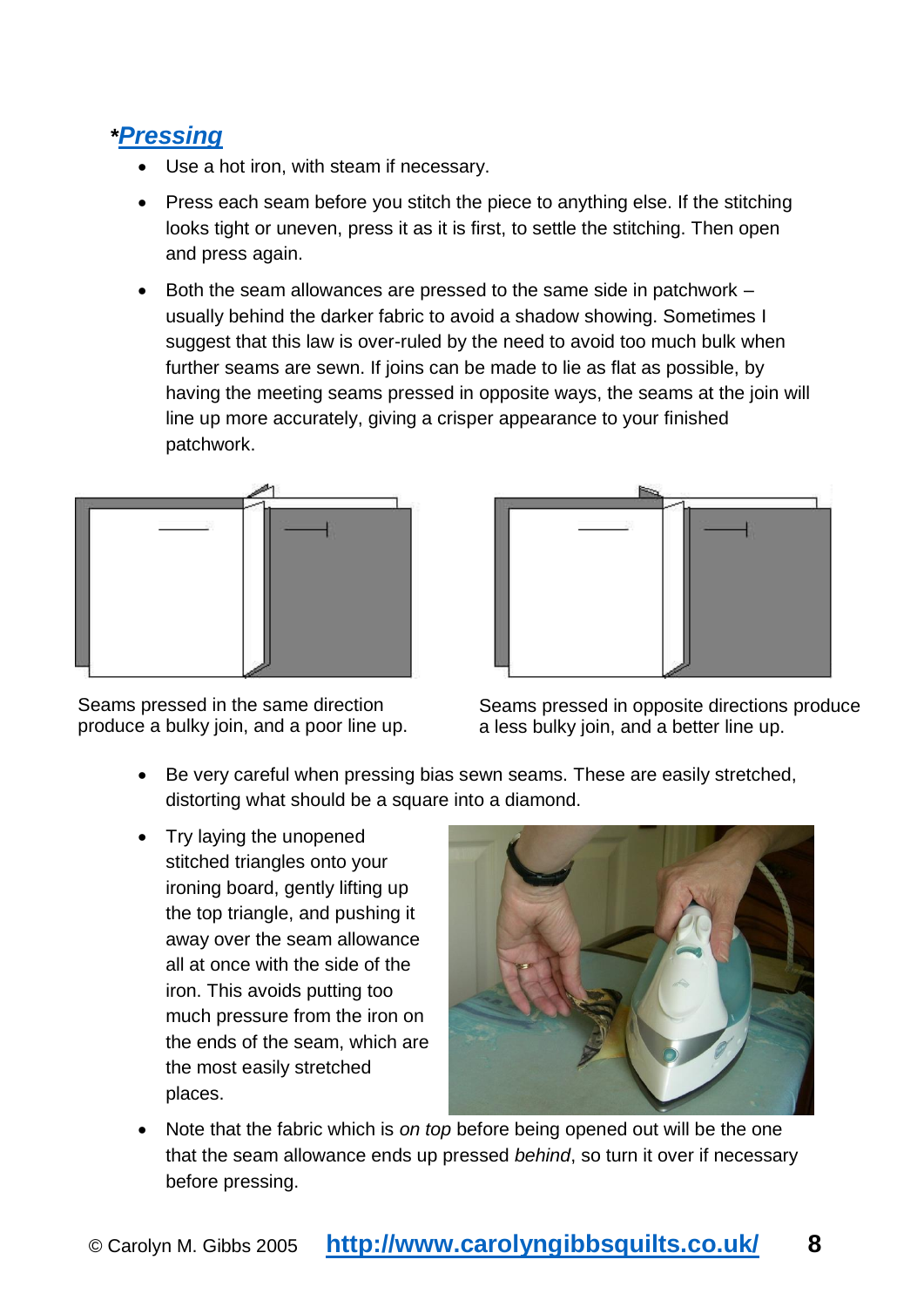## *Pressing

- Use a hot iron, with steam if necessary.
- Press each seam before you stitch the piece to anything else. If the stitching looks tight or uneven, press it as it is first, to settle the stitching. Then open and press again.
- Both the seam allowances are pressed to the same side in patchwork – usually behind the darker fabric to avoid a shadow showing. Sometimes I suggest that this law is over-ruled by the need to avoid too much bulk when further seams are sewn. If joins can be made to lie as flat as possible, by having the meeting seams pressed in opposite ways, the seams at the join will line up more accurately, giving a crisper appearance to your finished patchwork.

Seams pressed in the same direction produce a bulky join, and a poor line up.

Seams pressed in opposite directions produce a less bulky join, and a better line up.

- Be very careful when pressing bias sewn seams. These are easily stretched, distorting what should be a square into a diamond.
- Try laying the unopened stitched triangles onto your ironing board, gently lifting up the top triangle, and pushing it away over the seam allowance all at once with the side of the iron. This avoids putting too much pressure from the iron on the ends of the seam, which are the most easily stretched places.
- Note that the fabric which is *on top* before being opened out will be the one that the seam allowance ends up pressed *behind*, so turn it over if necessary before pressing.

© Carolyn M. Gibbs 2005 http://www.carolyngibbsquilts.co.uk/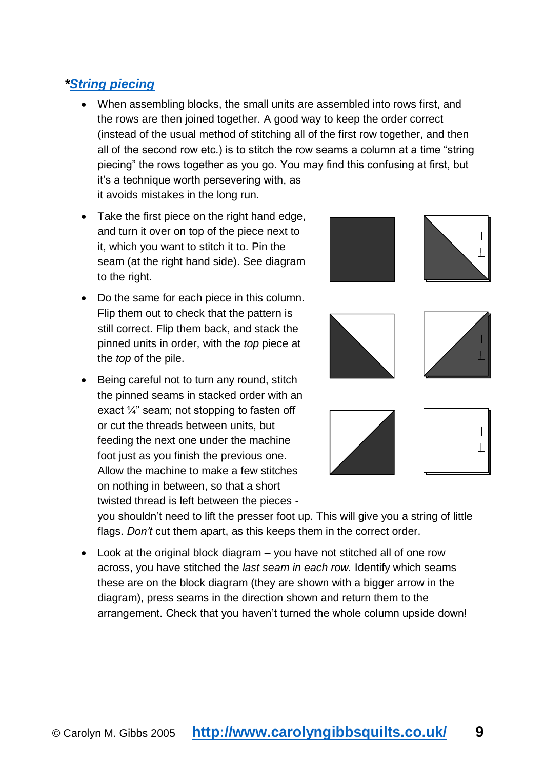## *[String piecing](#)

- When assembling blocks, the small units are assembled into rows first, and the rows are then joined together. A good way to keep the order correct (instead of the usual method of stitching all of the first row together, and then all of the second row etc.) is to stitch the row seams a column at a time "string piecing" the rows together as you go. You may find this confusing at first, but it's a technique worth persevering with, as it avoids mistakes in the long run.

- Take the first piece on the right hand edge, and turn it over on top of the piece next to it, which you want to stitch it to. Pin the seam (at the right hand side). See diagram to the right.

- Do the same for each piece in this column. Flip them out to check that the pattern is still correct. Flip them back, and stack the pinned units in order, with the *top* piece at the *top* of the pile.

- Being careful not to turn any round, stitch the pinned seams in stacked order with an exact ¼" seam; not stopping to fasten off or cut the threads between units, but feeding the next one under the machine foot just as you finish the previous one. Allow the machine to make a few stitches on nothing in between, so that a short twisted thread is left between the pieces - you shouldn't need to lift the presser foot up. This will give you a string of little flags. *Don't* cut them apart, as this keeps them in the correct order.

- Look at the original block diagram – you have not stitched all of one row across, you have stitched the *last seam in each row.* Identify which seams these are on the block diagram (they are shown with a bigger arrow in the diagram), press seams in the direction shown and return them to the arrangement. Check that you haven't turned the whole column upside down!

© Carolyn M. Gibbs 2005 http://www.carolyngibbsquilts.co.uk/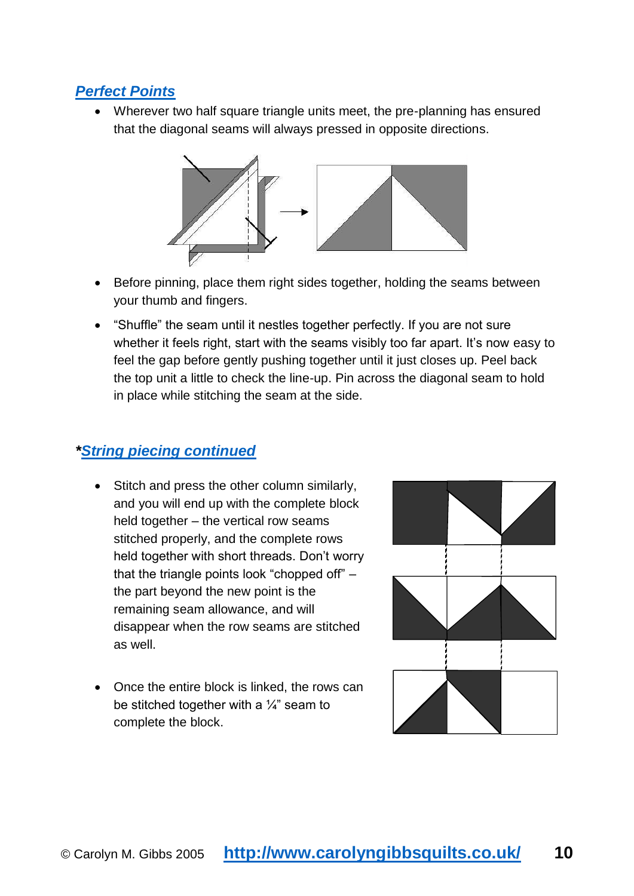## *Perfect Points*

- Wherever two half square triangle units meet, the pre-planning has ensured that the diagonal seams will always pressed in opposite directions.
- Before pinning, place them right sides together, holding the seams between your thumb and fingers.
- “Shuffle” the seam until it nestles together perfectly. If you are not sure whether it feels right, start with the seams visibly too far apart. It’s now easy to feel the gap before gently pushing together until it just closes up. Peel back the top unit a little to check the line-up. Pin across the diagonal seam to hold in place while stitching the seam at the side.

## **String piecing continued*

- Stitch and press the other column similarly, and you will end up with the complete block held together – the vertical row seams stitched properly, and the complete rows held together with short threads. Don’t worry that the triangle points look “chopped off” – the part beyond the new point is the remaining seam allowance, and will disappear when the row seams are stitched as well.
- Once the entire block is linked, the rows can be stitched together with a ¼” seam to complete the block.

© Carolyn M. Gibbs 2005 http://www.carolyngibbsquilts.co.uk/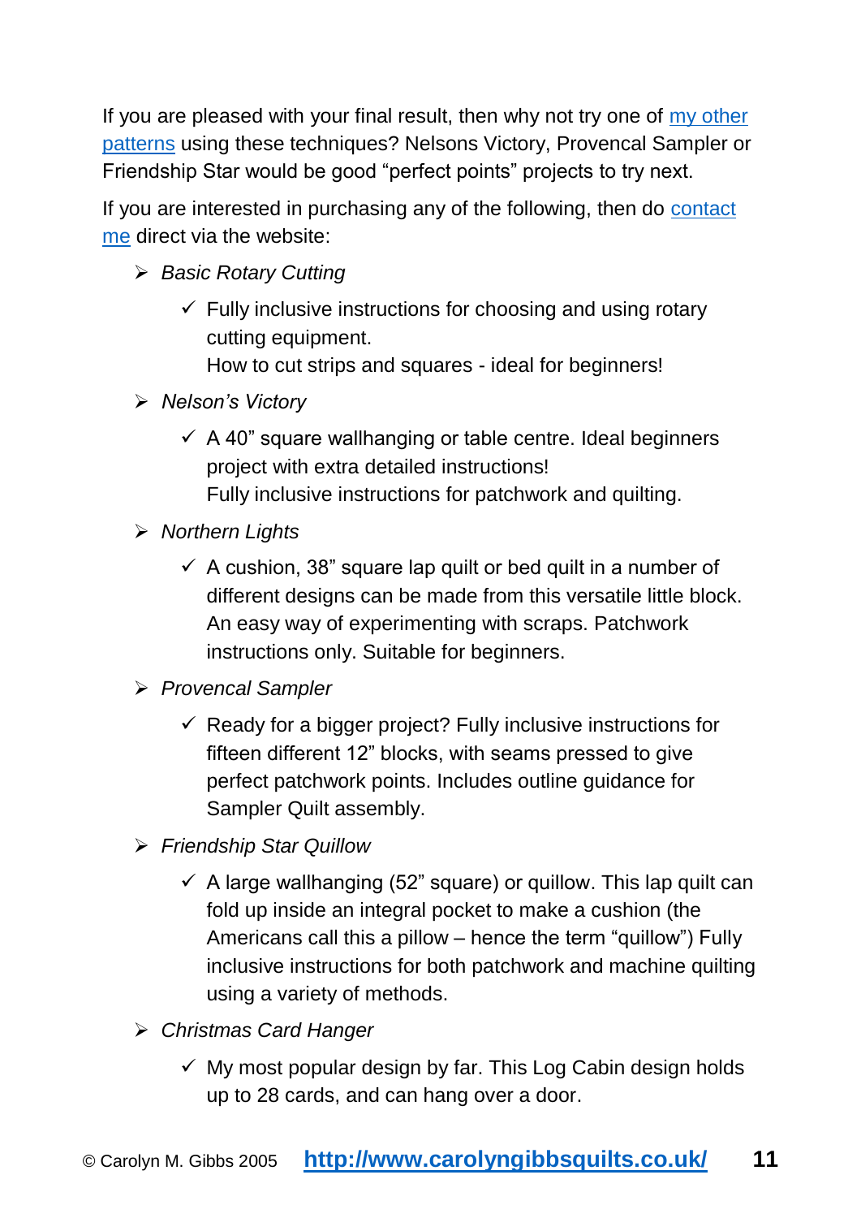If you are pleased with your final result, then why not try one of [my other patterns](#) using these techniques? Nelsons Victory, Provencal Sampler or Friendship Star would be good "perfect points" projects to try next.

If you are interested in purchasing any of the following, then do [contact me](#) direct via the website:

- *Basic Rotary Cutting*
  - ✓ Fully inclusive instructions for choosing and using rotary cutting equipment.
    How to cut strips and squares - ideal for beginners!
- *Nelson's Victory*
  - ✓ A 40" square wallhanging or table centre. Ideal beginners project with extra detailed instructions!
    Fully inclusive instructions for patchwork and quilting.
- *Northern Lights*
  - ✓ A cushion, 38" square lap quilt or bed quilt in a number of different designs can be made from this versatile little block. An easy way of experimenting with scraps. Patchwork instructions only. Suitable for beginners.
- *Provencal Sampler*
  - ✓ Ready for a bigger project? Fully inclusive instructions for fifteen different 12" blocks, with seams pressed to give perfect patchwork points. Includes outline guidance for Sampler Quilt assembly.
- *Friendship Star Quillow*
  - ✓ A large wallhanging (52" square) or quillow. This lap quilt can fold up inside an integral pocket to make a cushion (the Americans call this a pillow – hence the term "quillow") Fully inclusive instructions for both patchwork and machine quilting using a variety of methods.
- *Christmas Card Hanger*
  - ✓ My most popular design by far. This Log Cabin design holds up to 28 cards, and can hang over a door.